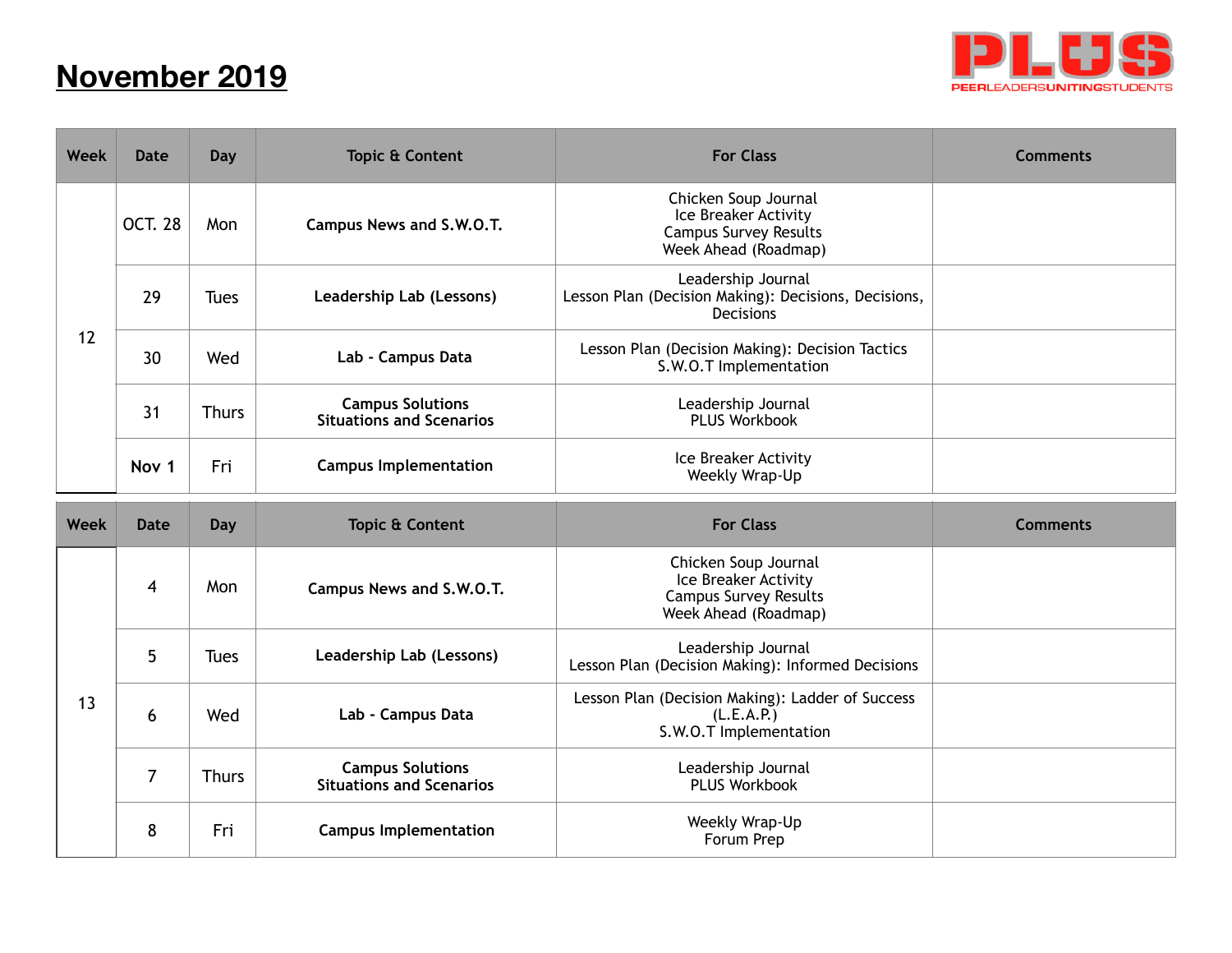# November 2019

PLUS
PEERLEADERSUNITINGSTUDENTS

| Week | Date | Day | Topic & Content | For Class | Comments |
|---|---|---|---|---|---|
| 12 | OCT. 28 | Mon | **Campus News and S.W.O.T.** | Chicken Soup Journal<br>Ice Breaker Activity<br>Campus Survey Results<br>Week Ahead (Roadmap) | |
| | 29 | Tues | **Leadership Lab (Lessons)** | Leadership Journal<br>Lesson Plan (Decision Making): Decisions, Decisions, Decisions | |
| | 30 | Wed | **Lab - Campus Data** | Lesson Plan (Decision Making): Decision Tactics<br>S.W.O.T Implementation | |
| | 31 | Thurs | **Campus Solutions<br>Situations and Scenarios** | Leadership Journal<br>PLUS Workbook | |
| | **Nov 1** | Fri | **Campus Implementation** | Ice Breaker Activity<br>Weekly Wrap-Up | |

| Week | Date | Day | Topic & Content | For Class | Comments |
|---|---|---|---|---|---|
| 13 | 4 | Mon | **Campus News and S.W.O.T.** | Chicken Soup Journal<br>Ice Breaker Activity<br>Campus Survey Results<br>Week Ahead (Roadmap) | |
| | 5 | Tues | **Leadership Lab (Lessons)** | Leadership Journal<br>Lesson Plan (Decision Making): Informed Decisions | |
| | 6 | Wed | **Lab - Campus Data** | Lesson Plan (Decision Making): Ladder of Success (L.E.A.P.)<br>S.W.O.T Implementation | |
| | 7 | Thurs | **Campus Solutions<br>Situations and Scenarios** | Leadership Journal<br>PLUS Workbook | |
| | 8 | Fri | **Campus Implementation** | Weekly Wrap-Up<br>Forum Prep | |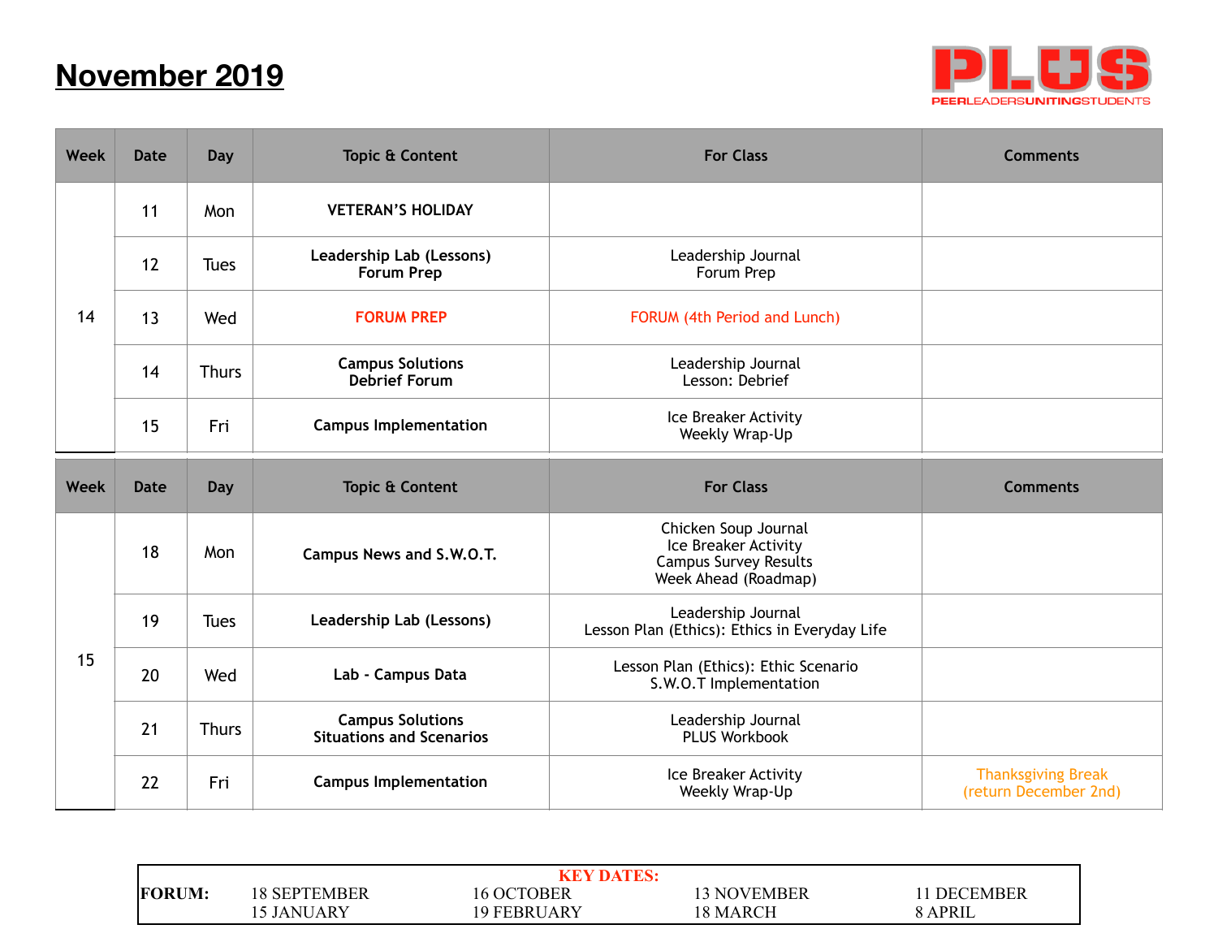# November 2019

PLUS
PEERLEADERSUNITINGSTUDENTS

| Week | Date | Day | Topic & Content | For Class | Comments |
|---|---|---|---|---|---|
| 14 | 11 | Mon | **VETERAN'S HOLIDAY** | | |
| | 12 | Tues | **Leadership Lab (Lessons)** **Forum Prep** | Leadership Journal Forum Prep | |
| | 13 | Wed | **FORUM PREP** | FORUM (4th Period and Lunch) | |
| | 14 | Thurs | **Campus Solutions** **Debrief Forum** | Leadership Journal Lesson: Debrief | |
| | 15 | Fri | **Campus Implementation** | Ice Breaker Activity Weekly Wrap-Up | |

| Week | Date | Day | Topic & Content | For Class | Comments |
|---|---|---|---|---|---|
| 15 | 18 | Mon | **Campus News and S.W.O.T.** | Chicken Soup Journal Ice Breaker Activity Campus Survey Results Week Ahead (Roadmap) | |
| | 19 | Tues | **Leadership Lab (Lessons)** | Leadership Journal Lesson Plan (Ethics): Ethics in Everyday Life | |
| | 20 | Wed | **Lab - Campus Data** | Lesson Plan (Ethics): Ethic Scenario S.W.O.T Implementation | |
| | 21 | Thurs | **Campus Solutions** **Situations and Scenarios** | Leadership Journal PLUS Workbook | |
| | 22 | Fri | **Campus Implementation** | Ice Breaker Activity Weekly Wrap-Up | Thanksgiving Break (return December 2nd) |

**KEY DATES:**

| | | | | |
|---|---|---|---|---|
| **FORUM:** | 18 SEPTEMBER | 16 OCTOBER | 13 NOVEMBER | 11 DECEMBER |
| | 15 JANUARY | 19 FEBRUARY | 18 MARCH | 8 APRIL |